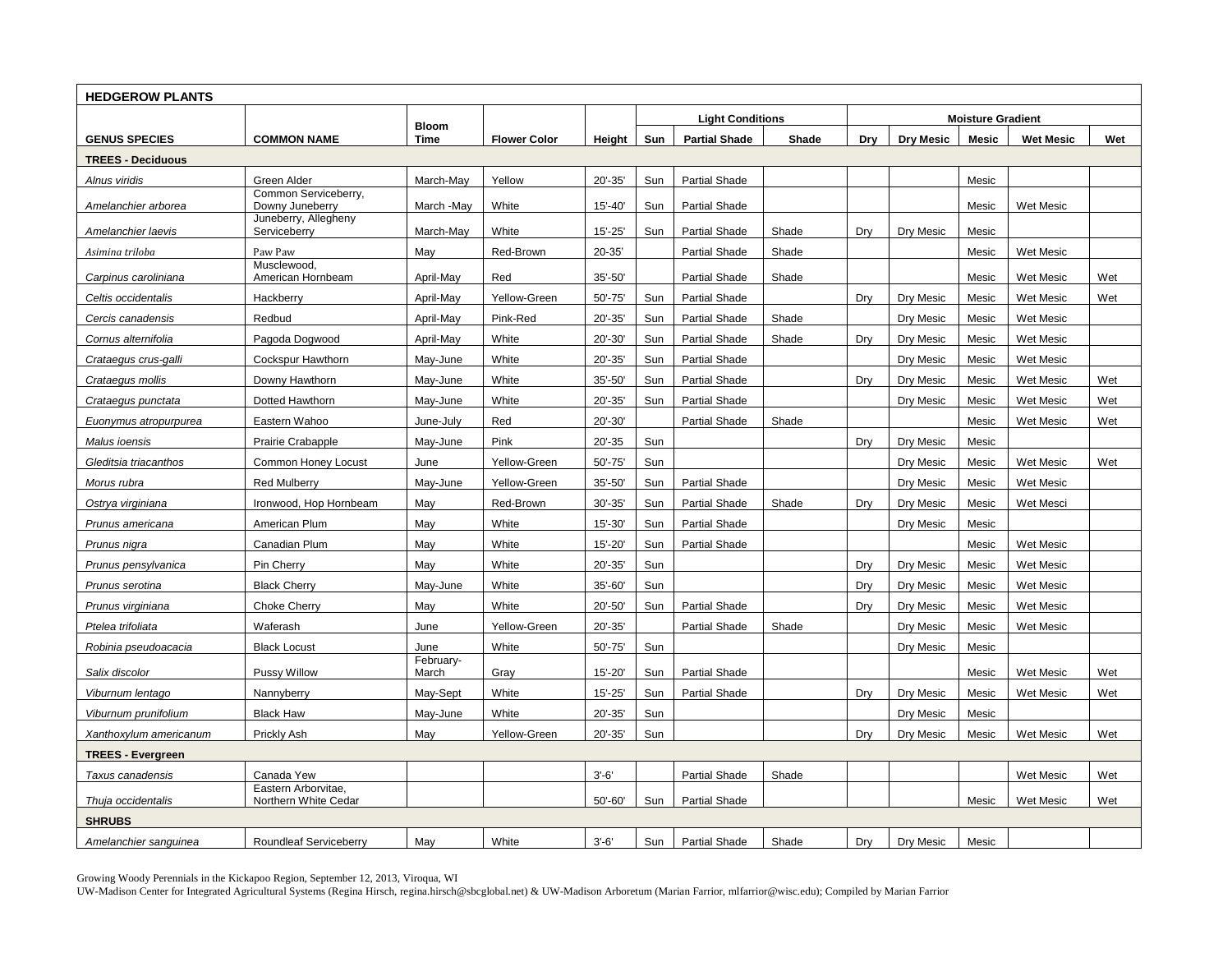| HEDGEROW PLANTS | | | | | | | | | | | | |
|---|---|---|---|---|---|---|---|---|---|---|---|---|
| | | | | | Light Conditions | | | Moisture Gradient | | | | |
| GENUS SPECIES | COMMON NAME | Bloom Time | Flower Color | Height | Sun | Partial Shade | Shade | Dry | Dry Mesic | Mesic | Wet Mesic | Wet |
| **TREES - Deciduous** | | | | | | | | | | | | |
| *Alnus viridis* | Green Alder | March-May | Yellow | 20'-35' | Sun | Partial Shade | | | | Mesic | | |
| *Amelanchier arborea* | Common Serviceberry, Downy Juneberry | March -May | White | 15'-40' | Sun | Partial Shade | | | | Mesic | Wet Mesic | |
| *Amelanchier laevis* | Juneberry, Allegheny Serviceberry | March-May | White | 15'-25' | Sun | Partial Shade | Shade | Dry | Dry Mesic | Mesic | | |
| *Asimina triloba* | Paw Paw | May | Red-Brown | 20-35' | | Partial Shade | Shade | | | Mesic | Wet Mesic | |
| *Carpinus caroliniana* | Musclewood, American Hornbeam | April-May | Red | 35'-50' | | Partial Shade | Shade | | | Mesic | Wet Mesic | Wet |
| *Celtis occidentalis* | Hackberry | April-May | Yellow-Green | 50'-75' | Sun | Partial Shade | | Dry | Dry Mesic | Mesic | Wet Mesic | Wet |
| *Cercis canadensis* | Redbud | April-May | Pink-Red | 20'-35' | Sun | Partial Shade | Shade | | Dry Mesic | Mesic | Wet Mesic | |
| *Cornus alternifolia* | Pagoda Dogwood | April-May | White | 20'-30' | Sun | Partial Shade | Shade | Dry | Dry Mesic | Mesic | Wet Mesic | |
| *Crataegus crus-galli* | Cockspur Hawthorn | May-June | White | 20'-35' | Sun | Partial Shade | | | Dry Mesic | Mesic | Wet Mesic | |
| *Crataegus mollis* | Downy Hawthorn | May-June | White | 35'-50' | Sun | Partial Shade | | Dry | Dry Mesic | Mesic | Wet Mesic | Wet |
| *Crataegus punctata* | Dotted Hawthorn | May-June | White | 20'-35' | Sun | Partial Shade | | | Dry Mesic | Mesic | Wet Mesic | Wet |
| *Euonymus atropurpurea* | Eastern Wahoo | June-July | Red | 20'-30' | | Partial Shade | Shade | | | Mesic | Wet Mesic | Wet |
| *Malus ioensis* | Prairie Crabapple | May-June | Pink | 20'-35 | Sun | | | Dry | Dry Mesic | Mesic | | |
| *Gleditsia triacanthos* | Common Honey Locust | June | Yellow-Green | 50'-75' | Sun | | | | Dry Mesic | Mesic | Wet Mesic | Wet |
| *Morus rubra* | Red Mulberry | May-June | Yellow-Green | 35'-50' | Sun | Partial Shade | | | Dry Mesic | Mesic | Wet Mesic | |
| *Ostrya virginiana* | Ironwood, Hop Hornbeam | May | Red-Brown | 30'-35' | Sun | Partial Shade | Shade | Dry | Dry Mesic | Mesic | Wet Mesci | |
| *Prunus americana* | American Plum | May | White | 15'-30' | Sun | Partial Shade | | | Dry Mesic | Mesic | | |
| *Prunus nigra* | Canadian Plum | May | White | 15'-20' | Sun | Partial Shade | | | | Mesic | Wet Mesic | |
| *Prunus pensylvanica* | Pin Cherry | May | White | 20'-35' | Sun | | | Dry | Dry Mesic | Mesic | Wet Mesic | |
| *Prunus serotina* | Black Cherry | May-June | White | 35'-60' | Sun | | | Dry | Dry Mesic | Mesic | Wet Mesic | |
| *Prunus virginiana* | Choke Cherry | May | White | 20'-50' | Sun | Partial Shade | | Dry | Dry Mesic | Mesic | Wet Mesic | |
| *Ptelea trifoliata* | Waferash | June | Yellow-Green | 20'-35' | | Partial Shade | Shade | | Dry Mesic | Mesic | Wet Mesic | |
| *Robinia pseudoacacia* | Black Locust | June | White | 50'-75' | Sun | | | | Dry Mesic | Mesic | | |
| *Salix discolor* | Pussy Willow | February-March | Gray | 15'-20' | Sun | Partial Shade | | | | Mesic | Wet Mesic | Wet |
| *Viburnum lentago* | Nannyberry | May-Sept | White | 15'-25' | Sun | Partial Shade | | Dry | Dry Mesic | Mesic | Wet Mesic | Wet |
| *Viburnum prunifolium* | Black Haw | May-June | White | 20'-35' | Sun | | | | Dry Mesic | Mesic | | |
| *Xanthoxylum americanum* | Prickly Ash | May | Yellow-Green | 20'-35' | Sun | | | Dry | Dry Mesic | Mesic | Wet Mesic | Wet |
| **TREES - Evergreen** | | | | | | | | | | | | |
| *Taxus canadensis* | Canada Yew | | | 3'-6' | | Partial Shade | Shade | | | | Wet Mesic | Wet |
| *Thuja occidentalis* | Eastern Arborvitae, Northern White Cedar | | | 50'-60' | Sun | Partial Shade | | | | Mesic | Wet Mesic | Wet |
| **SHRUBS** | | | | | | | | | | | | |
| *Amelanchier sanguinea* | Roundleaf Serviceberry | May | White | 3'-6' | Sun | Partial Shade | Shade | Dry | Dry Mesic | Mesic | | |

Growing Woody Perennials in the Kickapoo Region, September 12, 2013, Viroqua, WI
UW-Madison Center for Integrated Agricultural Systems (Regina Hirsch, regina.hirsch@sbcglobal.net) & UW-Madison Arboretum (Marian Farrior, mlfarrior@wisc.edu); Compiled by Marian Farrior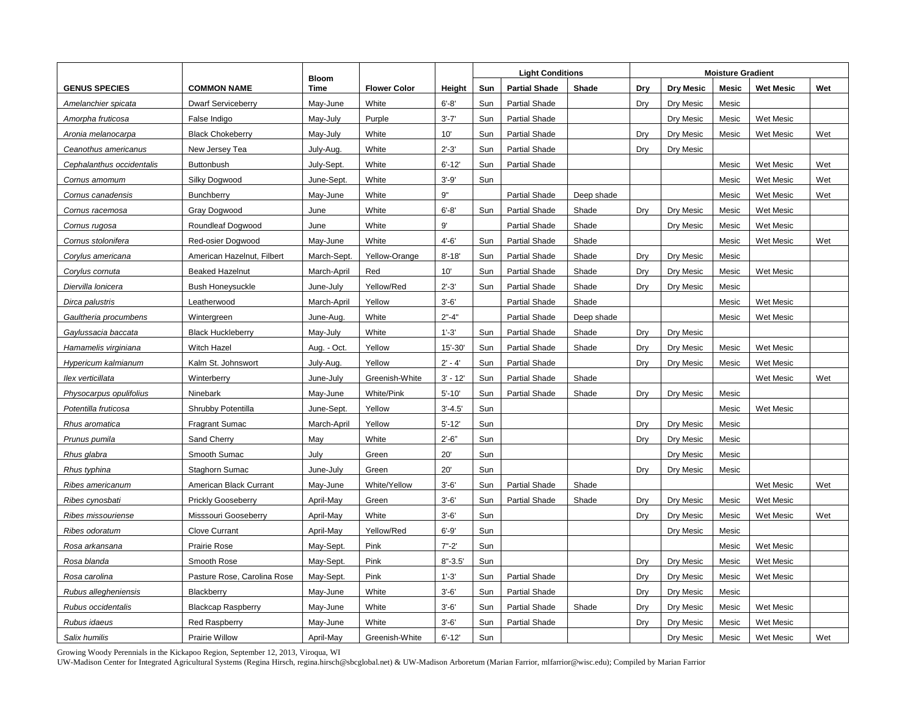| GENUS SPECIES | COMMON NAME | Bloom Time | Flower Color | Height | Light Conditions | | | Moisture Gradient | | | | |
|---|---|---|---|---|---|---|---|---|---|---|---|---|
| | | | | | Sun | Partial Shade | Shade | Dry | Dry Mesic | Mesic | Wet Mesic | Wet |
| *Amelanchier spicata* | Dwarf Serviceberry | May-June | White | 6'-8' | Sun | Partial Shade | | Dry | Dry Mesic | Mesic | | |
| *Amorpha fruticosa* | False Indigo | May-July | Purple | 3'-7' | Sun | Partial Shade | | | Dry Mesic | Mesic | Wet Mesic | |
| *Aronia melanocarpa* | Black Chokeberry | May-July | White | 10' | Sun | Partial Shade | | Dry | Dry Mesic | Mesic | Wet Mesic | Wet |
| *Ceanothus americanus* | New Jersey Tea | July-Aug. | White | 2'-3' | Sun | Partial Shade | | Dry | Dry Mesic | | | |
| *Cephalanthus occidentalis* | Buttonbush | July-Sept. | White | 6'-12' | Sun | Partial Shade | | | | Mesic | Wet Mesic | Wet |
| *Cornus amomum* | Silky Dogwood | June-Sept. | White | 3'-9' | Sun | | | | | Mesic | Wet Mesic | Wet |
| *Cornus canadensis* | Bunchberry | May-June | White | 9" | | Partial Shade | Deep shade | | | Mesic | Wet Mesic | Wet |
| *Cornus racemosa* | Gray Dogwood | June | White | 6'-8' | Sun | Partial Shade | Shade | Dry | Dry Mesic | Mesic | Wet Mesic | |
| *Cornus rugosa* | Roundleaf Dogwood | June | White | 9' | | Partial Shade | Shade | | Dry Mesic | Mesic | Wet Mesic | |
| *Cornus stolonifera* | Red-osier Dogwood | May-June | White | 4'-6' | Sun | Partial Shade | Shade | | | Mesic | Wet Mesic | Wet |
| *Corylus americana* | American Hazelnut, Filbert | March-Sept. | Yellow-Orange | 8'-18' | Sun | Partial Shade | Shade | Dry | Dry Mesic | Mesic | | |
| *Corylus cornuta* | Beaked Hazelnut | March-April | Red | 10' | Sun | Partial Shade | Shade | Dry | Dry Mesic | Mesic | Wet Mesic | |
| *Diervilla lonicera* | Bush Honeysuckle | June-July | Yellow/Red | 2'-3' | Sun | Partial Shade | Shade | Dry | Dry Mesic | Mesic | | |
| *Dirca palustris* | Leatherwood | March-April | Yellow | 3'-6' | | Partial Shade | Shade | | | Mesic | Wet Mesic | |
| *Gaultheria procumbens* | Wintergreen | June-Aug. | White | 2"-4" | | Partial Shade | Deep shade | | | Mesic | Wet Mesic | |
| *Gaylussacia baccata* | Black Huckleberry | May-July | White | 1'-3' | Sun | Partial Shade | Shade | Dry | Dry Mesic | | | |
| *Hamamelis virginiana* | Witch Hazel | Aug. - Oct. | Yellow | 15'-30' | Sun | Partial Shade | Shade | Dry | Dry Mesic | Mesic | Wet Mesic | |
| *Hypericum kalmianum* | Kalm St. Johnswort | July-Aug. | Yellow | 2' - 4' | Sun | Partial Shade | | Dry | Dry Mesic | Mesic | Wet Mesic | |
| *Ilex verticillata* | Winterberry | June-July | Greenish-White | 3' - 12' | Sun | Partial Shade | Shade | | | | Wet Mesic | Wet |
| *Physocarpus opulifolius* | Ninebark | May-June | White/Pink | 5'-10' | Sun | Partial Shade | Shade | Dry | Dry Mesic | Mesic | | |
| *Potentilla fruticosa* | Shrubby Potentilla | June-Sept. | Yellow | 3'-4.5' | Sun | | | | | Mesic | Wet Mesic | |
| *Rhus aromatica* | Fragrant Sumac | March-April | Yellow | 5'-12' | Sun | | | Dry | Dry Mesic | Mesic | | |
| *Prunus pumila* | Sand Cherry | May | White | 2'-6" | Sun | | | Dry | Dry Mesic | Mesic | | |
| *Rhus glabra* | Smooth Sumac | July | Green | 20' | Sun | | | | Dry Mesic | Mesic | | |
| *Rhus typhina* | Staghorn Sumac | June-July | Green | 20' | Sun | | | Dry | Dry Mesic | Mesic | | |
| *Ribes americanum* | American Black Currant | May-June | White/Yellow | 3'-6' | Sun | Partial Shade | Shade | | | | Wet Mesic | Wet |
| *Ribes cynosbati* | Prickly Gooseberry | April-May | Green | 3'-6' | Sun | Partial Shade | Shade | Dry | Dry Mesic | Mesic | Wet Mesic | |
| *Ribes missouriense* | Misssouri Gooseberry | April-May | White | 3'-6' | Sun | | | Dry | Dry Mesic | Mesic | Wet Mesic | Wet |
| *Ribes odoratum* | Clove Currant | April-May | Yellow/Red | 6'-9' | Sun | | | | Dry Mesic | Mesic | | |
| *Rosa arkansana* | Prairie Rose | May-Sept. | Pink | 7"-2' | Sun | | | | | Mesic | Wet Mesic | |
| *Rosa blanda* | Smooth Rose | May-Sept. | Pink | 8"-3.5' | Sun | | | Dry | Dry Mesic | Mesic | Wet Mesic | |
| *Rosa carolina* | Pasture Rose, Carolina Rose | May-Sept. | Pink | 1'-3' | Sun | Partial Shade | | Dry | Dry Mesic | Mesic | Wet Mesic | |
| *Rubus allegheniensis* | Blackberry | May-June | White | 3'-6' | Sun | Partial Shade | | Dry | Dry Mesic | Mesic | | |
| *Rubus occidentalis* | Blackcap Raspberry | May-June | White | 3'-6' | Sun | Partial Shade | Shade | Dry | Dry Mesic | Mesic | Wet Mesic | |
| *Rubus idaeus* | Red Raspberry | May-June | White | 3'-6' | Sun | Partial Shade | | Dry | Dry Mesic | Mesic | Wet Mesic | |
| *Salix humilis* | Prairie Willow | April-May | Greenish-White | 6'-12' | Sun | | | | Dry Mesic | Mesic | Wet Mesic | Wet |

Growing Woody Perennials in the Kickapoo Region, September 12, 2013, Viroqua, WI
UW-Madison Center for Integrated Agricultural Systems (Regina Hirsch, regina.hirsch@sbcglobal.net) & UW-Madison Arboretum (Marian Farrior, mlfarrior@wisc.edu); Compiled by Marian Farrior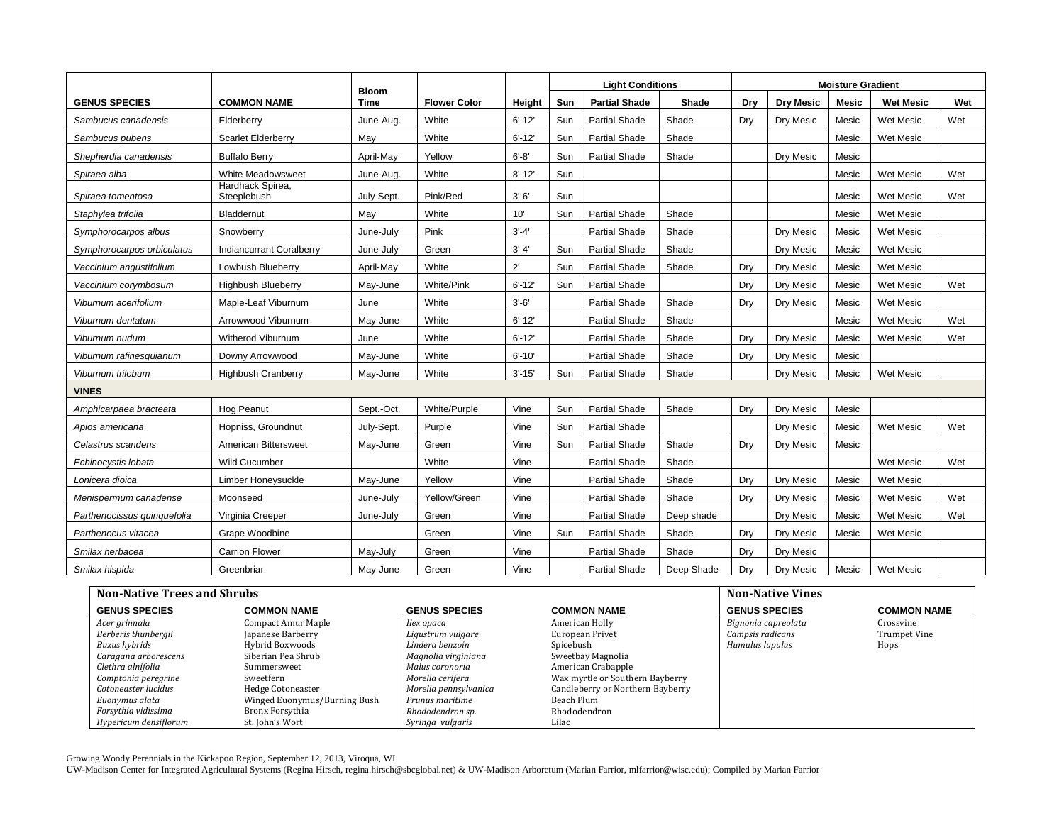| GENUS SPECIES | COMMON NAME | Bloom Time | Flower Color | Height | Light Conditions | | | Moisture Gradient | | | | |
|---|---|---|---|---|---|---|---|---|---|---|---|---|
| | | | | | Sun | Partial Shade | Shade | Dry | Dry Mesic | Mesic | Wet Mesic | Wet |
| *Sambucus canadensis* | Elderberry | June-Aug. | White | 6'-12' | Sun | Partial Shade | Shade | Dry | Dry Mesic | Mesic | Wet Mesic | Wet |
| *Sambucus pubens* | Scarlet Elderberry | May | White | 6'-12' | Sun | Partial Shade | Shade | | | Mesic | Wet Mesic | |
| *Shepherdia canadensis* | Buffalo Berry | April-May | Yellow | 6'-8' | Sun | Partial Shade | Shade | | Dry Mesic | Mesic | | |
| *Spiraea alba* | White Meadowsweet | June-Aug. | White | 8'-12' | Sun | | | | | Mesic | Wet Mesic | Wet |
| *Spiraea tomentosa* | Hardhack Spirea, Steeplebush | July-Sept. | Pink/Red | 3'-6' | Sun | | | | | Mesic | Wet Mesic | Wet |
| *Staphylea trifolia* | Bladdernut | May | White | 10' | Sun | Partial Shade | Shade | | | Mesic | Wet Mesic | |
| *Symphorocarpos albus* | Snowberry | June-July | Pink | 3'-4' | | Partial Shade | Shade | | Dry Mesic | Mesic | Wet Mesic | |
| *Symphorocarpos orbiculatus* | Indiancurrant Coralberry | June-July | Green | 3'-4' | Sun | Partial Shade | Shade | | Dry Mesic | Mesic | Wet Mesic | |
| *Vaccinium angustifolium* | Lowbush Blueberry | April-May | White | 2' | Sun | Partial Shade | Shade | Dry | Dry Mesic | Mesic | Wet Mesic | |
| *Vaccinium corymbosum* | Highbush Blueberry | May-June | White/Pink | 6'-12' | Sun | Partial Shade | | Dry | Dry Mesic | Mesic | Wet Mesic | Wet |
| *Viburnum acerifolium* | Maple-Leaf Viburnum | June | White | 3'-6' | | Partial Shade | Shade | Dry | Dry Mesic | Mesic | Wet Mesic | |
| *Viburnum dentatum* | Arrowwood Viburnum | May-June | White | 6'-12' | | Partial Shade | Shade | | | Mesic | Wet Mesic | Wet |
| *Viburnum nudum* | Witherod Viburnum | June | White | 6'-12' | | Partial Shade | Shade | Dry | Dry Mesic | Mesic | Wet Mesic | Wet |
| *Viburnum rafinesquianum* | Downy Arrowwood | May-June | White | 6'-10' | | Partial Shade | Shade | Dry | Dry Mesic | Mesic | | |
| *Viburnum trilobum* | Highbush Cranberry | May-June | White | 3'-15' | Sun | Partial Shade | Shade | | Dry Mesic | Mesic | Wet Mesic | |
| **VINES** | | | | | | | | | | | | |
| *Amphicarpaea bracteata* | Hog Peanut | Sept.-Oct. | White/Purple | Vine | Sun | Partial Shade | Shade | Dry | Dry Mesic | Mesic | | |
| *Apios americana* | Hopniss, Groundnut | July-Sept. | Purple | Vine | Sun | Partial Shade | | | Dry Mesic | Mesic | Wet Mesic | Wet |
| *Celastrus scandens* | American Bittersweet | May-June | Green | Vine | Sun | Partial Shade | Shade | Dry | Dry Mesic | Mesic | | |
| *Echinocystis lobata* | Wild Cucumber | | White | Vine | | Partial Shade | Shade | | | | Wet Mesic | Wet |
| *Lonicera dioica* | Limber Honeysuckle | May-June | Yellow | Vine | | Partial Shade | Shade | Dry | Dry Mesic | Mesic | Wet Mesic | |
| *Menispermum canadense* | Moonseed | June-July | Yellow/Green | Vine | | Partial Shade | Shade | Dry | Dry Mesic | Mesic | Wet Mesic | Wet |
| *Parthenocissus quinquefolia* | Virginia Creeper | June-July | Green | Vine | | Partial Shade | Deep shade | | Dry Mesic | Mesic | Wet Mesic | Wet |
| *Parthenocus vitacea* | Grape Woodbine | | Green | Vine | Sun | Partial Shade | Shade | Dry | Dry Mesic | Mesic | Wet Mesic | |
| *Smilax herbacea* | Carrion Flower | May-July | Green | Vine | | Partial Shade | Shade | Dry | Dry Mesic | | | |
| *Smilax hispida* | Greenbriar | May-June | Green | Vine | | Partial Shade | Deep Shade | Dry | Dry Mesic | Mesic | Wet Mesic | |

| Non-Native Trees and Shrubs | | | | Non-Native Vines | |
|---|---|---|---|---|---|
| **GENUS SPECIES** | **COMMON NAME** | **GENUS SPECIES** | **COMMON NAME** | **GENUS SPECIES** | **COMMON NAME** |
| *Acer grinnala* | Compact Amur Maple | *Ilex opaca* | American Holly | *Bignonia capreolata* | Crossvine |
| *Berberis thunbergii* | Japanese Barberry | *Ligustrum vulgare* | European Privet | *Campsis radicans* | Trumpet Vine |
| *Buxus hybrids* | Hybrid Boxwoods | *Lindera benzoin* | Spicebush | *Humulus lupulus* | Hops |
| *Caragana arborescens* | Siberian Pea Shrub | *Magnolia virginiana* | Sweetbay Magnolia | | |
| *Clethra alnifolia* | Summersweet | *Malus coronoria* | American Crabapple | | |
| *Comptonia peregrine* | Sweetfern | *Morella cerifera* | Wax myrtle or Southern Bayberry | | |
| *Cotoneaster lucidus* | Hedge Cotoneaster | *Morella pennsylvanica* | Candleberry or Northern Bayberry | | |
| *Euonymus alata* | Winged Euonymus/Burning Bush | *Prunus maritime* | Beach Plum | | |
| *Forsythia vidissima* | Bronx Forsythia | *Rhododendron sp.* | Rhododendron | | |
| *Hypericum densiflorum* | St. John's Wort | *Syringa vulgaris* | Lilac | | |

Growing Woody Perennials in the Kickapoo Region, September 12, 2013, Viroqua, WI
UW-Madison Center for Integrated Agricultural Systems (Regina Hirsch, regina.hirsch@sbcglobal.net) & UW-Madison Arboretum (Marian Farrior, mlfarrior@wisc.edu); Compiled by Marian Farrior